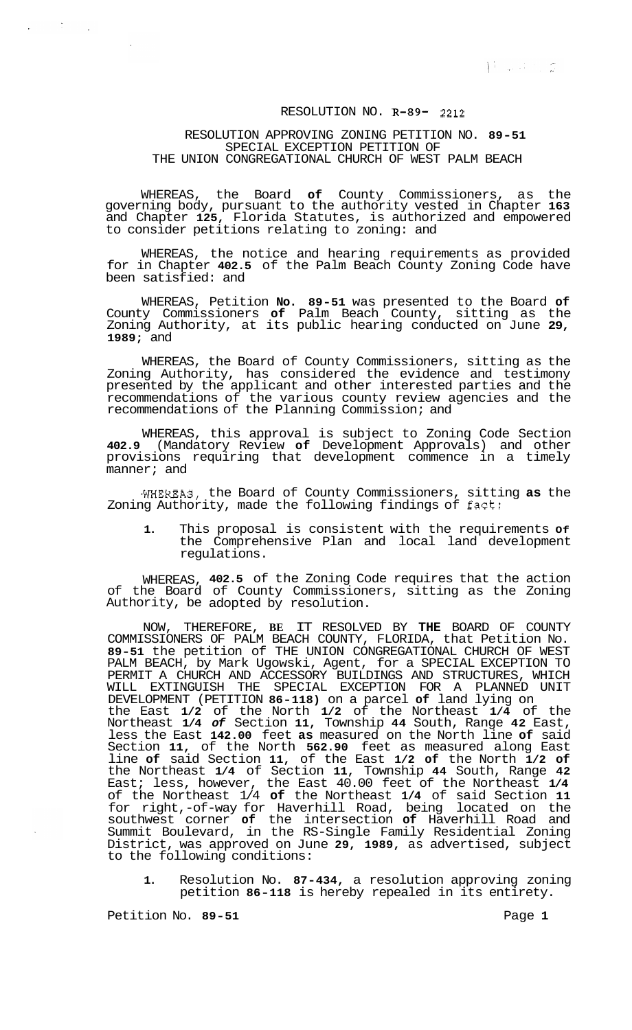# RESOLUTION NO. R-89- 2212

## RESOLUTION APPROVING ZONING PETITION NO. 89-51 SPECIAL EXCEPTION PETITION OF THE UNION CONGREGATIONAL CHURCH OF WEST PALM BEACH

WHEREAS, the Board of County Commissioners, as the governing body, pursuant to the authority vested in Chapter 163 and Chapter 125, Florida Statutes, is authorized and empowered to consider petitions relating to zoning: and

WHEREAS, the notice and hearing requirements as provided for in Chapter 402.5 of the Palm Beach County Zoning Code have been satisfied: and

WHEREAS, Petition No. 89-51 was presented to the Board of County Commissioners of Palm Beach County, sitting as the Zoning Authority, at its public hearing conducted on June 29, 1989; and

WHEREAS, the Board of County Commissioners, sitting as the Zoning Authority, has considered the evidence and testimony presented by the applicant and other interested parties and the recommendations of the various county review agencies and the recommendations of the Planning Commission; and

WHEREAS, this approval is subject to Zoning Code Section 402.9 (Mandatory Review of Development Approvals) and other provisions requiring that development commence in a timely manner; and

WHEREAS, the Board of County Commissioners, sitting as the Zoning Authority, made the following findings of fact:

1. This proposal is consistent with the requirements of the Comprehensive Plan and local land development regulations.

WHEREAS, 402.5 of the Zoning Code requires that the action of the Board of County Commissioners, sitting as the Zoning Authority, be adopted by resolution.

NOW, THEREFORE, BE IT RESOLVED BY THE BOARD OF COUNTY COMMISSIONERS OF PALM BEACH COUNTY, FLORIDA, that Petition No. 89-51 the petition of THE UNION CONGREGATIONAL CHURCH OF WEST PALM BEACH, by Mark Ugowski, Agent, for a SPECIAL EXCEPTION TO PERMIT A CHURCH AND ACCESSORY BUILDINGS AND STRUCTURES, WHICH WILL EXTINGUISH THE SPECIAL EXCEPTION FOR A PLANNED UNIT DEVELOPMENT (PETITION 86-118) on a parcel of land lying on the East 1/2 of the North 1/2 of the Northeast 1/4 of the Northeast 1/4 of Section 11, Township 44 South, Range 42 East, less the East 142.00 feet as measured on the North line of said Section 11, of the North 562.90 feet as measured along East line of said Section 11, of the East 1/2 of the North 1/2 of the Northeast 1/4 of Section 11, Township 44 South, Range 42 East; less, however, the East 40.00 feet of the Northeast 1/4 of the Northeast 1/4 of the Northeast 1/4 of said Section 11 for right,-of-way for Haverhill Road, being located on the southwest corner of the intersection of Haverhill Road and Summit Boulevard, in the RS-Single Family Residential Zoning District, was approved on June 29, 1989, as advertised, subject to the following conditions:

1. Resolution No. 87-434, a resolution approving zoning petition 86-118 is hereby repealed in its entirety.

Petition No. 89-51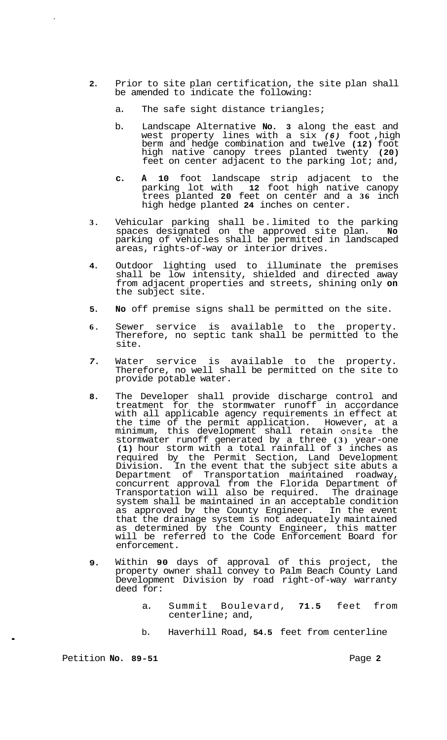2. Prior to site plan certification, the site plan shall be amended to indicate the following:

   a. The safe sight distance triangles;

   b. Landscape Alternative **No. 3** along the east and west property lines with a six *(6)* foot ,high berm and hedge combination and twelve **(12)** foot high native canopy trees planted twenty **(20)** feet on center adjacent to the parking lot; and,

   c. **A 10** foot landscape strip adjacent to the parking lot with **12** foot high native canopy trees planted **20** feet on center and a **36** inch high hedge planted **24** inches on center.

3. Vehicular parking shall be limited to the parking spaces designated on the approved site plan. **No** parking of vehicles shall be permitted in landscaped areas, rights-of-way or interior drives.

4. Outdoor lighting used to illuminate the premises shall be low intensity, shielded and directed away from adjacent properties and streets, shining only **on** the subject site.

5. **No** off premise signs shall be permitted on the site.

6. Sewer service is available to the property. Therefore, no septic tank shall be permitted to the site.

7. Water service is available to the property. Therefore, no well shall be permitted on the site to provide potable water.

8. The Developer shall provide discharge control and treatment for the stormwater runoff in accordance with all applicable agency requirements in effect at the time of the permit application. However, at a minimum, this development shall retain onsite the stormwater runoff generated by a three **(3)** year-one **(1)** hour storm with a total rainfall of **3** inches as required by the Permit Section, Land Development Division. In the event that the subject site abuts a Department of Transportation maintained roadway, concurrent approval from the Florida Department of Transportation will also be required. The drainage system shall be maintained in an acceptable condition as approved by the County Engineer. In the event that the drainage system is not adequately maintained as determined by the County Engineer, this matter will be referred to the Code Enforcement Board for enforcement.

9. Within **90** days of approval of this project, the property owner shall convey to Palm Beach County Land Development Division by road right-of-way warranty deed for:

   a. Summit Boulevard, **71.5** feet from centerline; and,

   b. Haverhill Road, **54.5** feet from centerline

Petition **No. 89-51**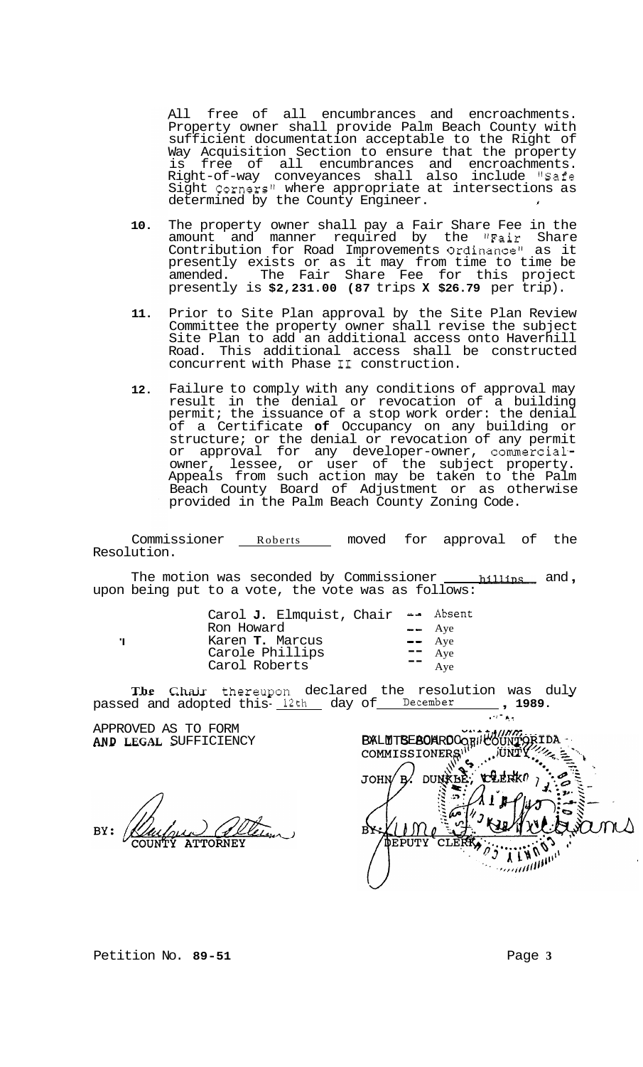All free of all encumbrances and encroachments. Property owner shall provide Palm Beach County with sufficient documentation acceptable to the Right of Way Acquisition Section to ensure that the property is free of all encumbrances and encroachments. Right-of-way conveyances shall also include "Safe Sight Corners" where appropriate at intersections as determined by the County Engineer.

10. The property owner shall pay a Fair Share Fee in the amount and manner required by the "Fair Share Contribution for Road Improvements Ordinance" as it presently exists or as it may from time to time be amended. The Fair Share Fee for this project presently is **$2,231.00 (87** trips **X $26.79** per trip).

11. Prior to Site Plan approval by the Site Plan Review Committee the property owner shall revise the subject Site Plan to add an additional access onto Haverhill Road. This additional access shall be constructed concurrent with Phase II construction.

12. Failure to comply with any conditions of approval may result in the denial or revocation of a building permit; the issuance of a stop work order: the denial of a Certificate **of** Occupancy on any building or structure; or the denial or revocation of any permit or approval for any developer-owner, commercial-owner, lessee, or user of the subject property. Appeals from such action may be taken to the Palm Beach County Board of Adjustment or as otherwise provided in the Palm Beach County Zoning Code.

Commissioner Roberts moved for approval of the Resolution.

The motion was seconded by Commissioner Phillips and, upon being put to a vote, the vote was as follows:

| | |
|---|---|
| Carol **J.** Elmquist, Chair | -- Absent |
| Ron Howard | -- Aye |
| Karen **T.** Marcus | -- Aye |
| Carole Phillips | -- Aye |
| Carol Roberts | -- Aye |

The Chair thereupon declared the resolution was duly passed and adopted this 12th day of December, **1989**.

APPROVED AS TO FORM AND LEGAL SUFFICIENCY

BY: COUNTY ATTORNEY

PALM BEACH COUNTY, FLORIDA
BY ITS BOARD OF COUNTY COMMISSIONERS

JOHN B. DUNKLE, CLERK

BY: DEPUTY CLERK

Petition No. **89-51**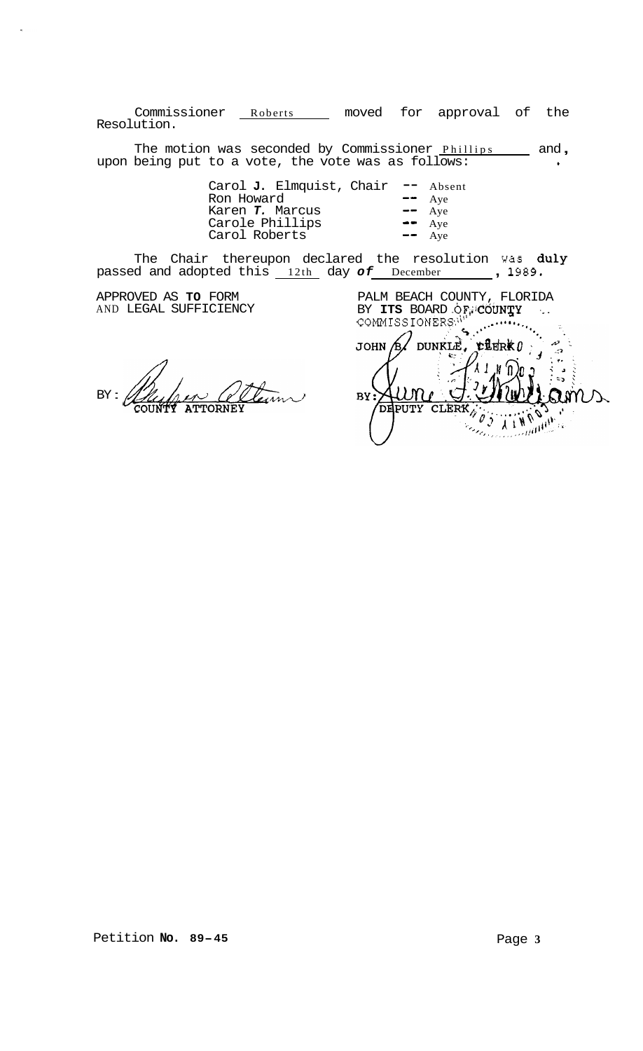Commissioner Roberts moved for approval of the Resolution.

The motion was seconded by Commissioner Phillips and, upon being put to a vote, the vote was as follows:

| | | |
|---|---|---|
| Carol J. Elmquist, Chair | -- | Absent |
| Ron Howard | -- | Aye |
| Karen T. Marcus | -- | Aye |
| Carole Phillips | -- | Aye |
| Carol Roberts | -- | Aye |

The Chair thereupon declared the resolution was duly passed and adopted this 12th day of December, 1989.

APPROVED AS TO FORM
AND LEGAL SUFFICIENCY

BY: ______________________
COUNTY ATTORNEY

PALM BEACH COUNTY, FLORIDA
BY ITS BOARD OF COUNTY
COMMISSIONERS

JOHN B. DUNKLE, CLERK

BY: ______________________
DEPUTY CLERK

Petition No. 89-45